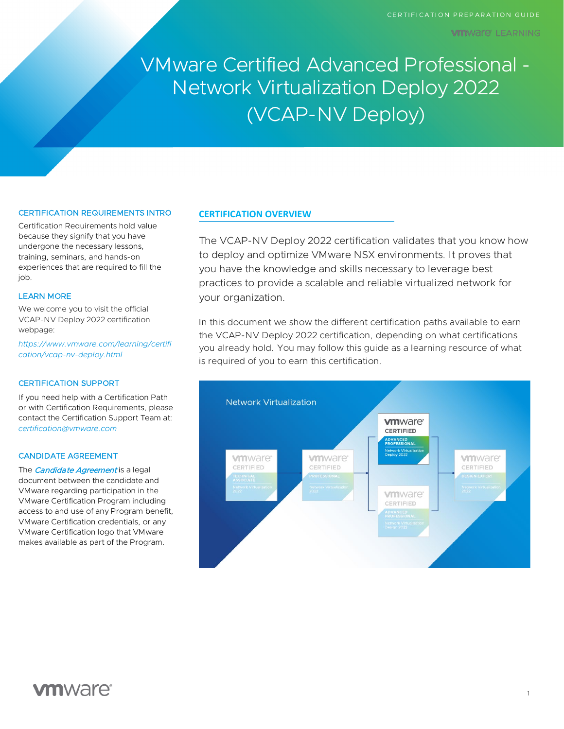CERTIFICATION PREPARATION GUIDE

# VMware Certified Advanced Professional - Network Virtualization Deploy 2022 (VCAP-NV Deploy)

## CERTIFICATION REQUIREMENTS INTRO

Certification Requirements hold value because they signify that you have undergone the necessary lessons, training, seminars, and hands-on experiences that are required to fill the job.

## LEARN MORE

We welcome you to visit the official VCAP-NV Deploy 2022 certification webpage:

*https://www.vmware.com/learning/certification/vcap-nv-deploy.html*

## CERTIFICATION SUPPORT

If you need help with a Certification Path or with Certification Requirements, please contact the Certification Support Team at: *certification@vmware.com*

## CANDIDATE AGREEMENT

The ***Candidate Agreement*** is a legal document between the candidate and VMware regarding participation in the VMware Certification Program including access to and use of any Program benefit, VMware Certification credentials, or any VMware Certification logo that VMware makes available as part of the Program.

## CERTIFICATION OVERVIEW

The VCAP-NV Deploy 2022 certification validates that you know how to deploy and optimize VMware NSX environments. It proves that you have the knowledge and skills necessary to leverage best practices to provide a scalable and reliable virtualized network for your organization.

In this document we show the different certification paths available to earn the VCAP-NV Deploy 2022 certification, depending on what certifications you already hold. You may follow this guide as a learning resource of what is required of you to earn this certification.

Network Virtualization

VMware Certified Technical Associate – Network Virtualization 2022 → VMware Certified Professional – Network Virtualization 2022 → VMware Certified Advanced Professional – Network Virtualization Deploy 2022 / VMware Certified Advanced Professional – Network Virtualization Design 2022 → VMware Certified Design Expert – Network Virtualization 2022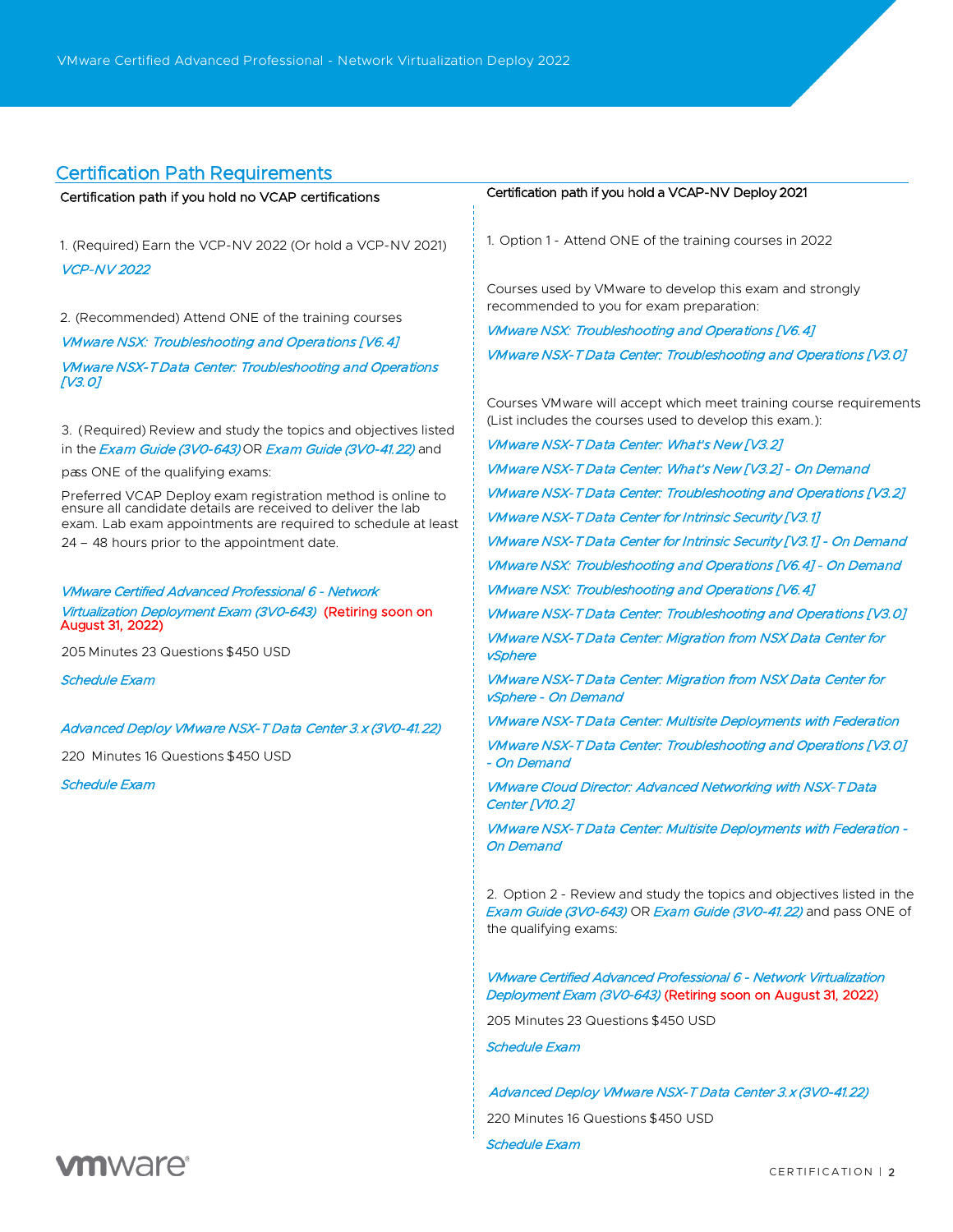## Certification Path Requirements

### Certification path if you hold no VCAP certifications

1. (Required) Earn the VCP-NV 2022 (Or hold a VCP-NV 2021)

   *VCP-NV 2022*

2. (Recommended) Attend ONE of the training courses

   *VMware NSX: Troubleshooting and Operations [V6.4]*

   *VMware NSX-T Data Center: Troubleshooting and Operations [V3.0]*

3. (Required) Review and study the topics and objectives listed in the *Exam Guide (3V0-643)* OR *Exam Guide (3V0-41.22)* and pass ONE of the qualifying exams:

   Preferred VCAP Deploy exam registration method is online to ensure all candidate details are received to deliver the lab exam. Lab exam appointments are required to schedule at least 24 – 48 hours prior to the appointment date.

   *VMware Certified Advanced Professional 6 - Network Virtualization Deployment Exam (3V0-643)* (Retiring soon on August 31, 2022)

   205 Minutes 23 Questions $450 USD

   *Schedule Exam*

   *Advanced Deploy VMware NSX-T Data Center 3.x (3V0-41.22)*

   220 Minutes 16 Questions $450 USD

   *Schedule Exam*

### Certification path if you hold a VCAP-NV Deploy 2021

1. Option 1 - Attend ONE of the training courses in 2022

   Courses used by VMware to develop this exam and strongly recommended to you for exam preparation:

   *VMware NSX: Troubleshooting and Operations [V6.4]*

   *VMware NSX-T Data Center: Troubleshooting and Operations [V3.0]*

   Courses VMware will accept which meet training course requirements (List includes the courses used to develop this exam.):

   *VMware NSX-T Data Center: What's New [V3.2]*

   *VMware NSX-T Data Center: What's New [V3.2] - On Demand*

   *VMware NSX-T Data Center: Troubleshooting and Operations [V3.2]*

   *VMware NSX-T Data Center for Intrinsic Security [V3.1]*

   *VMware NSX-T Data Center for Intrinsic Security [V3.1] - On Demand*

   *VMware NSX: Troubleshooting and Operations [V6.4] - On Demand*

   *VMware NSX: Troubleshooting and Operations [V6.4]*

   *VMware NSX-T Data Center: Troubleshooting and Operations [V3.0]*

   *VMware NSX-T Data Center: Migration from NSX Data Center for vSphere*

   *VMware NSX-T Data Center: Migration from NSX Data Center for vSphere - On Demand*

   *VMware NSX-T Data Center: Multisite Deployments with Federation*

   *VMware NSX-T Data Center: Troubleshooting and Operations [V3.0] - On Demand*

   *VMware Cloud Director: Advanced Networking with NSX-T Data Center [V10.2]*

   *VMware NSX-T Data Center: Multisite Deployments with Federation - On Demand*

2. Option 2 - Review and study the topics and objectives listed in the *Exam Guide (3V0-643)* OR *Exam Guide (3V0-41.22)* and pass ONE of the qualifying exams:

   *VMware Certified Advanced Professional 6 - Network Virtualization Deployment Exam (3V0-643)* (Retiring soon on August 31, 2022)

   205 Minutes 23 Questions $450 USD

   *Schedule Exam*

   *Advanced Deploy VMware NSX-T Data Center 3.x (3V0-41.22)*

   220 Minutes 16 Questions $450 USD

   *Schedule Exam*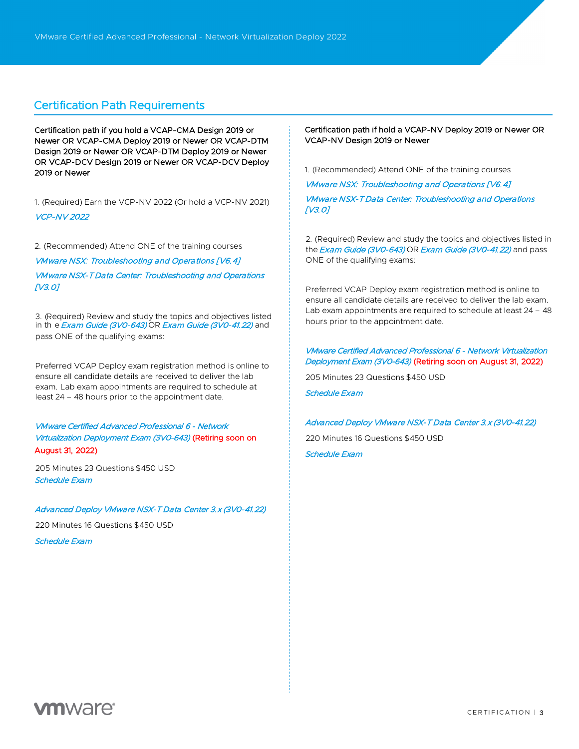## Certification Path Requirements

**Certification path if you hold a VCAP-CMA Design 2019 or Newer OR VCAP-CMA Deploy 2019 or Newer OR VCAP-DTM Design 2019 or Newer OR VCAP-DTM Deploy 2019 or Newer OR VCAP-DCV Design 2019 or Newer OR VCAP-DCV Deploy 2019 or Newer**

1. (Required) Earn the VCP-NV 2022 (Or hold a VCP-NV 2021)

*VCP-NV 2022*

2. (Recommended) Attend ONE of the training courses

*VMware NSX: Troubleshooting and Operations [V6.4]*

*VMware NSX-T Data Center: Troubleshooting and Operations [V3.0]*

3. (Required) Review and study the topics and objectives listed in the *Exam Guide (3V0-643)* OR *Exam Guide (3V0-41.22)* and pass ONE of the qualifying exams:

Preferred VCAP Deploy exam registration method is online to ensure all candidate details are received to deliver the lab exam. Lab exam appointments are required to schedule at least 24 – 48 hours prior to the appointment date.

*VMware Certified Advanced Professional 6 - Network Virtualization Deployment Exam (3V0-643)* (Retiring soon on August 31, 2022)

205 Minutes 23 Questions $450 USD

*Schedule Exam*

*Advanced Deploy VMware NSX-T Data Center 3.x (3V0-41.22)*

220 Minutes 16 Questions $450 USD

*Schedule Exam*

**Certification path if hold a VCAP-NV Deploy 2019 or Newer OR VCAP-NV Design 2019 or Newer**

1. (Recommended) Attend ONE of the training courses

*VMware NSX: Troubleshooting and Operations [V6.4]*

*VMware NSX-T Data Center: Troubleshooting and Operations [V3.0]*

2. (Required) Review and study the topics and objectives listed in the *Exam Guide (3V0-643)* OR *Exam Guide (3V0-41.22)* and pass ONE of the qualifying exams:

Preferred VCAP Deploy exam registration method is online to ensure all candidate details are received to deliver the lab exam. Lab exam appointments are required to schedule at least 24 – 48 hours prior to the appointment date.

*VMware Certified Advanced Professional 6 - Network Virtualization Deployment Exam (3V0-643)* (Retiring soon on August 31, 2022)

205 Minutes 23 Questions $450 USD

*Schedule Exam*

*Advanced Deploy VMware NSX-T Data Center 3.x (3V0-41.22)*

220 Minutes 16 Questions $450 USD

*Schedule Exam*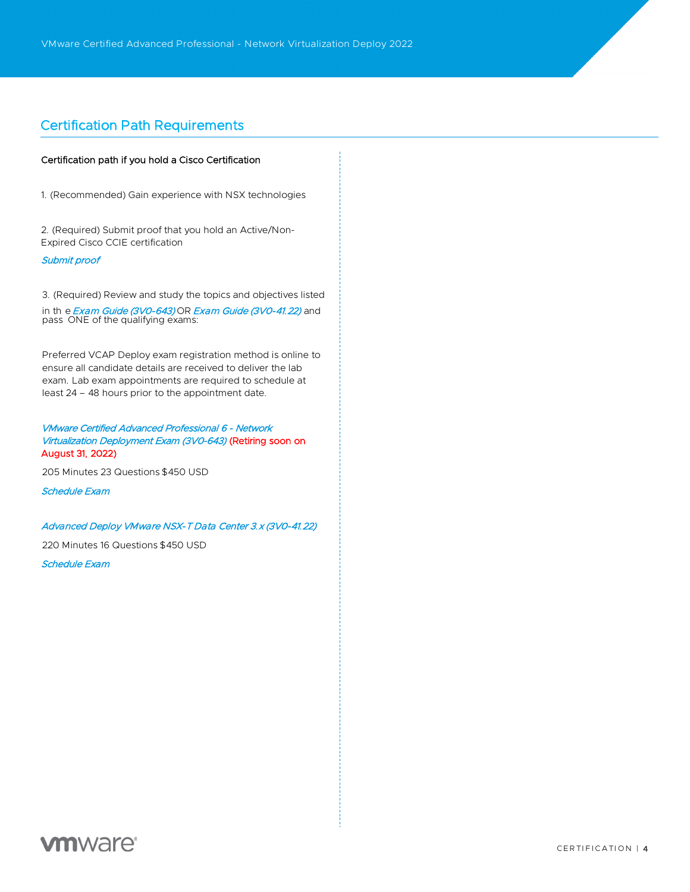## Certification Path Requirements

**Certification path if you hold a Cisco Certification**

1. (Recommended) Gain experience with NSX technologies

2. (Required) Submit proof that you hold an Active/Non-Expired Cisco CCIE certification

*Submit proof*

3. (Required) Review and study the topics and objectives listed in the *Exam Guide (3V0-643)* OR *Exam Guide (3V0-41.22)* and pass ONE of the qualifying exams:

Preferred VCAP Deploy exam registration method is online to ensure all candidate details are received to deliver the lab exam. Lab exam appointments are required to schedule at least 24 – 48 hours prior to the appointment date.

*VMware Certified Advanced Professional 6 - Network Virtualization Deployment Exam (3V0-643)* (Retiring soon on August 31, 2022)

205 Minutes 23 Questions $450 USD

*Schedule Exam*

*Advanced Deploy VMware NSX-T Data Center 3.x (3V0-41.22)*

220 Minutes 16 Questions $450 USD

*Schedule Exam*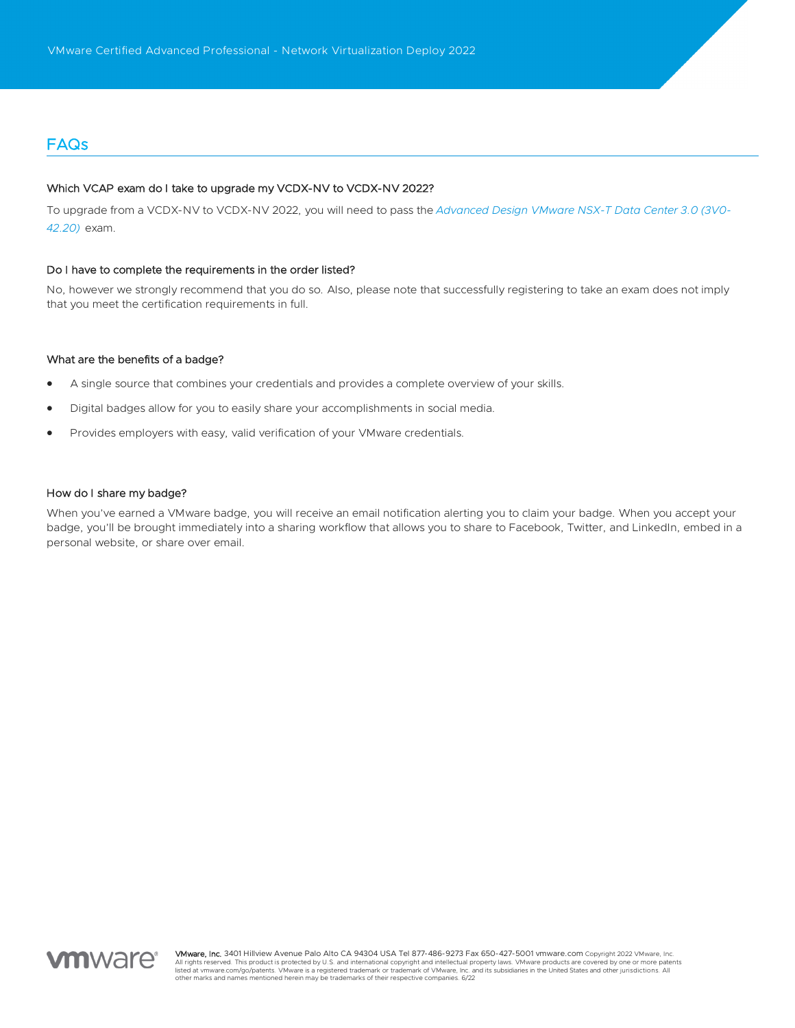## FAQs

### Which VCAP exam do I take to upgrade my VCDX-NV to VCDX-NV 2022?

To upgrade from a VCDX-NV to VCDX-NV 2022, you will need to pass the *Advanced Design VMware NSX-T Data Center 3.0 (3V0-42.20)* exam.

### Do I have to complete the requirements in the order listed?

No, however we strongly recommend that you do so. Also, please note that successfully registering to take an exam does not imply that you meet the certification requirements in full.

### What are the benefits of a badge?

- A single source that combines your credentials and provides a complete overview of your skills.
- Digital badges allow for you to easily share your accomplishments in social media.
- Provides employers with easy, valid verification of your VMware credentials.

### How do I share my badge?

When you've earned a VMware badge, you will receive an email notification alerting you to claim your badge. When you accept your badge, you'll be brought immediately into a sharing workflow that allows you to share to Facebook, Twitter, and LinkedIn, embed in a personal website, or share over email.

**VMware, Inc.** 3401 Hillview Avenue Palo Alto CA 94304 USA Tel 877-486-9273 Fax 650-427-5001 vmware.com Copyright 2022 VMware, Inc. All rights reserved. This product is protected by U.S. and international copyright and intellectual property laws. VMware products are covered by one or more patents listed at vmware.com/go/patents. VMware is a registered trademark or trademark of VMware, Inc. and its subsidiaries in the United States and other jurisdictions. All other marks and names mentioned herein may be trademarks of their respective companies. 6/22